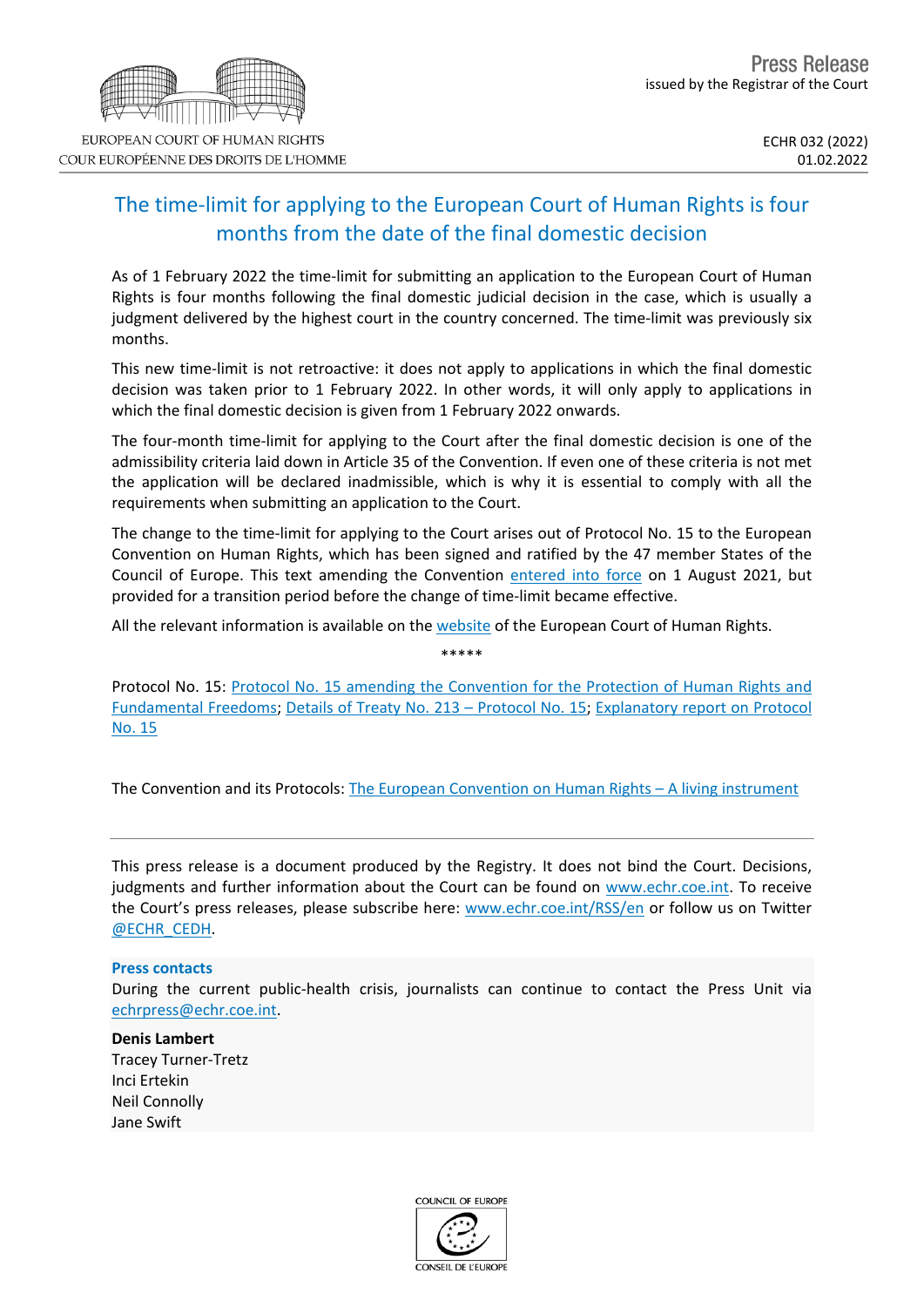EUROPEAN COURT OF HUMAN RIGHTS
COUR EUROPÉENNE DES DROITS DE L'HOMME

Press Release
issued by the Registrar of the Court

ECHR 032 (2022)
01.02.2022

# The time-limit for applying to the European Court of Human Rights is four months from the date of the final domestic decision

As of 1 February 2022 the time-limit for submitting an application to the European Court of Human Rights is four months following the final domestic judicial decision in the case, which is usually a judgment delivered by the highest court in the country concerned. The time-limit was previously six months.

This new time-limit is not retroactive: it does not apply to applications in which the final domestic decision was taken prior to 1 February 2022. In other words, it will only apply to applications in which the final domestic decision is given from 1 February 2022 onwards.

The four-month time-limit for applying to the Court after the final domestic decision is one of the admissibility criteria laid down in Article 35 of the Convention. If even one of these criteria is not met the application will be declared inadmissible, which is why it is essential to comply with all the requirements when submitting an application to the Court.

The change to the time-limit for applying to the Court arises out of Protocol No. 15 to the European Convention on Human Rights, which has been signed and ratified by the 47 member States of the Council of Europe. This text amending the Convention entered into force on 1 August 2021, but provided for a transition period before the change of time-limit became effective.

All the relevant information is available on the website of the European Court of Human Rights.

\*\*\*\*\*

Protocol No. 15: Protocol No. 15 amending the Convention for the Protection of Human Rights and Fundamental Freedoms; Details of Treaty No. 213 – Protocol No. 15; Explanatory report on Protocol No. 15

The Convention and its Protocols: The European Convention on Human Rights – A living instrument

---

This press release is a document produced by the Registry. It does not bind the Court. Decisions, judgments and further information about the Court can be found on www.echr.coe.int. To receive the Court's press releases, please subscribe here: www.echr.coe.int/RSS/en or follow us on Twitter @ECHR_CEDH.

**Press contacts**

During the current public-health crisis, journalists can continue to contact the Press Unit via echrpress@echr.coe.int.

**Denis Lambert**
Tracey Turner-Tretz
Inci Ertekin
Neil Connolly
Jane Swift

COUNCIL OF EUROPE
CONSEIL DE L'EUROPE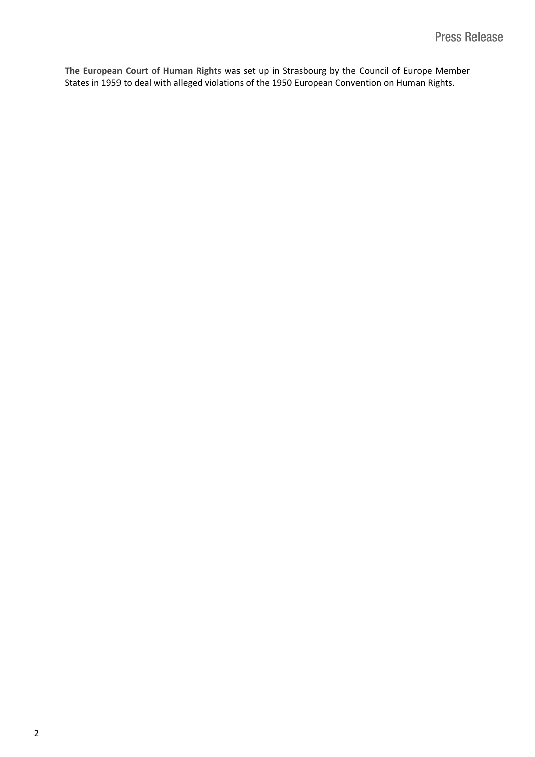**The European Court of Human Rights** was set up in Strasbourg by the Council of Europe Member States in 1959 to deal with alleged violations of the 1950 European Convention on Human Rights.